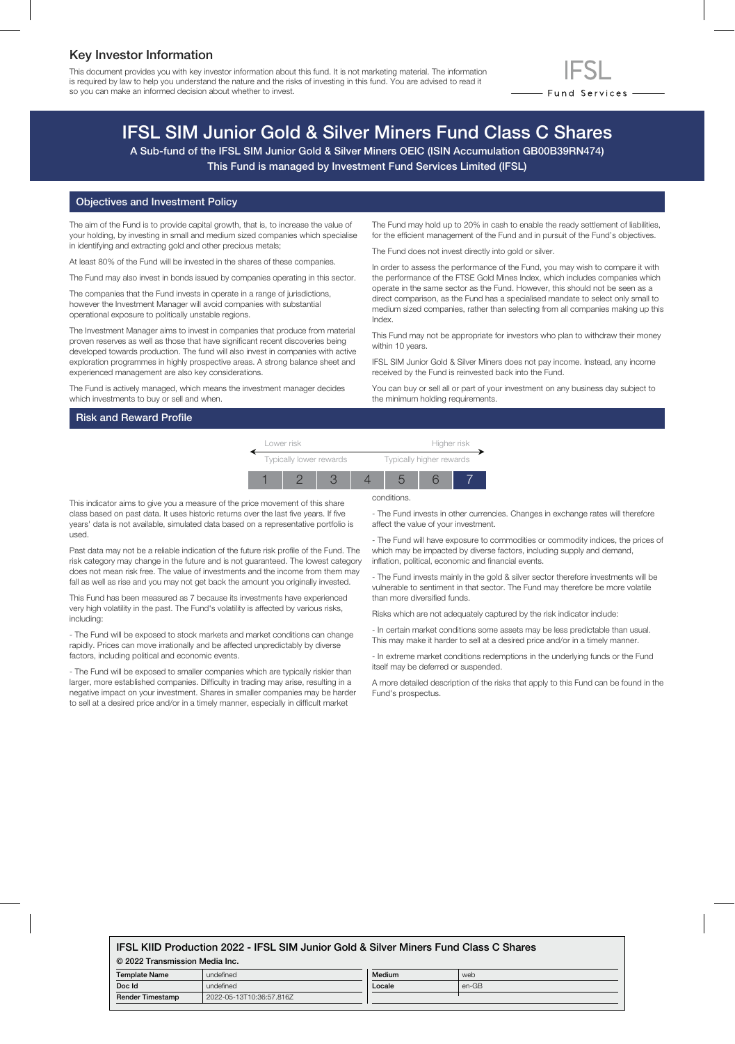## Key Investor Information

This document provides you with key investor information about this fund. It is not marketing material. The information is required by law to help you understand the nature and the risks of investing in this fund. You are advised to read it so you can make an informed decision about whether to invest.

IFSL Fund Services

# IFSL SIM Junior Gold & Silver Miners Fund Class C Shares

A Sub-fund of the IFSL SIM Junior Gold & Silver Miners OEIC (ISIN Accumulation GB00B39RN474)

This Fund is managed by Investment Fund Services Limited (IFSL)

## Objectives and Investment Policy

The aim of the Fund is to provide capital growth, that is, to increase the value of your holding, by investing in small and medium sized companies which specialise in identifying and extracting gold and other precious metals;

At least 80% of the Fund will be invested in the shares of these companies.

The Fund may also invest in bonds issued by companies operating in this sector.

The companies that the Fund invests in operate in a range of jurisdictions, however the Investment Manager will avoid companies with substantial operational exposure to politically unstable regions.

The Investment Manager aims to invest in companies that produce from material proven reserves as well as those that have significant recent discoveries being developed towards production. The fund will also invest in companies with active exploration programmes in highly prospective areas. A strong balance sheet and experienced management are also key considerations.

The Fund is actively managed, which means the investment manager decides which investments to buy or sell and when.

The Fund may hold up to 20% in cash to enable the ready settlement of liabilities, for the efficient management of the Fund and in pursuit of the Fund's objectives.

The Fund does not invest directly into gold or silver.

In order to assess the performance of the Fund, you may wish to compare it with the performance of the FTSE Gold Mines Index, which includes companies which operate in the same sector as the Fund. However, this should not be seen as a direct comparison, as the Fund has a specialised mandate to select only small to medium sized companies, rather than selecting from all companies making up this Index.

This Fund may not be appropriate for investors who plan to withdraw their money within 10 years.

IFSL SIM Junior Gold & Silver Miners does not pay income. Instead, any income received by the Fund is reinvested back into the Fund.

You can buy or sell all or part of your investment on any business day subject to the minimum holding requirements.

## Risk and Reward Profile

| Lower risk | | | | | | Higher risk |
|---|---|---|---|---|---|---|
| Typically lower rewards | | | | | | Typically higher rewards |
| 1 | 2 | 3 | 4 | 5 | 6 | **7** |

This indicator aims to give you a measure of the price movement of this share class based on past data. It uses historic returns over the last five years. If five years' data is not available, simulated data based on a representative portfolio is used.

Past data may not be a reliable indication of the future risk profile of the Fund. The risk category may change in the future and is not guaranteed. The lowest category does not mean risk free. The value of investments and the income from them may fall as well as rise and you may not get back the amount you originally invested.

This Fund has been measured as 7 because its investments have experienced very high volatility in the past. The Fund's volatility is affected by various risks, including:

- The Fund will be exposed to stock markets and market conditions can change rapidly. Prices can move irrationally and be affected unpredictably by diverse factors, including political and economic events.

- The Fund will be exposed to smaller companies which are typically riskier than larger, more established companies. Difficulty in trading may arise, resulting in a negative impact on your investment. Shares in smaller companies may be harder to sell at a desired price and/or in a timely manner, especially in difficult market conditions.

- The Fund invests in other currencies. Changes in exchange rates will therefore affect the value of your investment.

- The Fund will have exposure to commodities or commodity indices, the prices of which may be impacted by diverse factors, including supply and demand, inflation, political, economic and financial events.

- The Fund invests mainly in the gold & silver sector therefore investments will be vulnerable to sentiment in that sector. The Fund may therefore be more volatile than more diversified funds.

Risks which are not adequately captured by the risk indicator include:

- In certain market conditions some assets may be less predictable than usual. This may make it harder to sell at a desired price and/or in a timely manner.

- In extreme market conditions redemptions in the underlying funds or the Fund itself may be deferred or suspended.

A more detailed description of the risks that apply to this Fund can be found in the Fund's prospectus.

**IFSL KIID Production 2022 - IFSL SIM Junior Gold & Silver Miners Fund Class C Shares**

**© 2022 Transmission Media Inc.**

| | | | |
|---|---|---|---|
| **Template Name** | undefined | **Medium** | web |
| **Doc Id** | undefined | **Locale** | en-GB |
| **Render Timestamp** | 2022-05-13T10:36:57.816Z | | |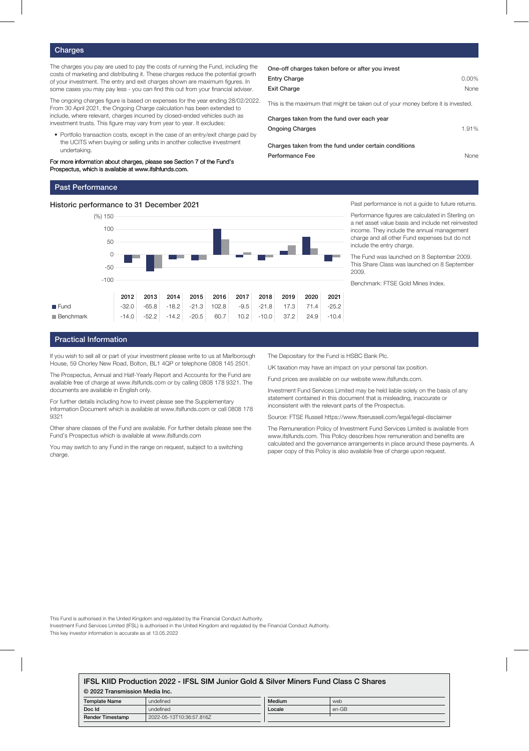## Charges

The charges you pay are used to pay the costs of running the Fund, including the costs of marketing and distributing it. These charges reduce the potential growth of your investment. The entry and exit charges shown are maximum figures. In some cases you may pay less - you can find this out from your financial adviser.

The ongoing charges figure is based on expenses for the year ending 28/02/2022. From 30 April 2021, the Ongoing Charge calculation has been extended to include, where relevant, charges incurred by closed-ended vehicles such as investment trusts. This figure may vary from year to year. It excludes:

- Portfolio transaction costs, except in the case of an entry/exit charge paid by the UCITS when buying or selling units in another collective investment undertaking.

For more information about charges, please see Section 7 of the Fund's Prospectus, which is available at www.ifslhfunds.com.

| | |
|---|---|
| **One-off charges taken before or after you invest** | |
| **Entry Charge** | 0.00% |
| **Exit Charge** | None |
| This is the maximum that might be taken out of your money before it is invested. | |
| **Charges taken from the fund over each year** | |
| **Ongoing Charges** | 1.91% |
| **Charges taken from the fund under certain conditions** | |
| **Performance Fee** | None |

## Past Performance

### Historic performance to 31 December 2021

(%) 150
100
50
0
-50
-100

| | 2012 | 2013 | 2014 | 2015 | 2016 | 2017 | 2018 | 2019 | 2020 | 2021 |
|---|---|---|---|---|---|---|---|---|---|---|
| Fund | -32.0 | -65.8 | -18.2 | -21.3 | 102.8 | -9.5 | -21.8 | 17.3 | 71.4 | -25.2 |
| Benchmark | -14.0 | -52.2 | -14.2 | -20.5 | 60.7 | 10.2 | -10.0 | 37.2 | 24.9 | -10.4 |

Past performance is not a guide to future returns.

Performance figures are calculated in Sterling on a net asset value basis and include net reinvested income. They include the annual management charge and all other Fund expenses but do not include the entry charge.

The Fund was launched on 8 September 2009. This Share Class was launched on 8 September 2009.

Benchmark: FTSE Gold Mines Index.

## Practical Information

If you wish to sell all or part of your investment please write to us at Marlborough House, 59 Chorley New Road, Bolton, BL1 4QP or telephone 0808 145 2501.

The Prospectus, Annual and Half-Yearly Report and Accounts for the Fund are available free of charge at www.ifslfunds.com or by calling 0808 178 9321. The documents are available in English only.

For further details including how to invest please see the Supplementary Information Document which is available at www.ifslfunds.com or call 0808 178 9321

Other share classes of the Fund are available. For further details please see the Fund's Prospectus which is available at www.ifslfunds.com

You may switch to any Fund in the range on request, subject to a switching charge.

The Depositary for the Fund is HSBC Bank Plc.

UK taxation may have an impact on your personal tax position.

Fund prices are available on our website www.ifslfunds.com.

Investment Fund Services Limited may be held liable solely on the basis of any statement contained in this document that is misleading, inaccurate or inconsistent with the relevant parts of the Prospectus.

Source: FTSE Russell https://www.ftserussell.com/legal/legal-disclaimer

The Remuneration Policy of Investment Fund Services Limited is available from www.ifslfunds.com. This Policy describes how remuneration and benefits are calculated and the governance arrangements in place around these payments. A paper copy of this Policy is also available free of charge upon request.

This Fund is authorised in the United Kingdom and regulated by the Financial Conduct Authority.
Investment Fund Services Limited (IFSL) is authorised in the United Kingdom and regulated by the Financial Conduct Authority.
This key investor information is accurate as at 13.05.2022